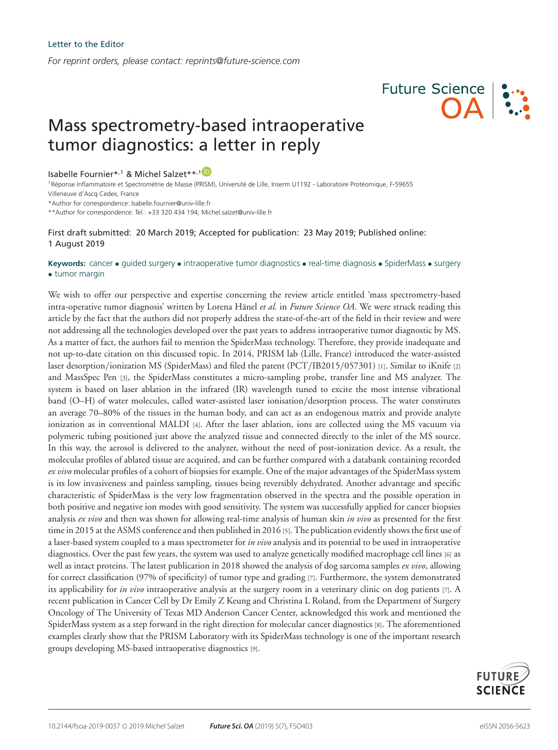Letter to the Editor

*For reprint orders, please contact: reprints@future-science.com*

# Mass spectrometry-based intraoperative tumor diagnostics: a letter in reply

Isabelle Fournier*,[1] & Michel Salzet**,[1]

[1]Réponse Inflammatoire et Spectrométrie de Masse (PRISM), Université de Lille, Inserm U1192 - Laboratoire Protéomique, F-59655 Villeneuve d'Ascq Cedex, France

*Author for correspondence: Isabelle.fournier@univ-lille.fr

**Author for correspondence: Tel.: +33 320 434 194; Michel.salzet@univ-lille.fr

First draft submitted: 20 March 2019; Accepted for publication: 23 May 2019; Published online: 1 August 2019

**Keywords:** cancer • guided surgery • intraoperative tumor diagnostics • real-time diagnosis • SpiderMass • surgery • tumor margin

We wish to offer our perspective and expertise concerning the review article entitled 'mass spectrometry-based intra-operative tumor diagnosis' written by Lorena Hänel *et al.* in *Future Science OA*. We were struck reading this article by the fact that the authors did not properly address the state-of-the-art of the field in their review and were not addressing all the technologies developed over the past years to address intraoperative tumor diagnostic by MS. As a matter of fact, the authors fail to mention the SpiderMass technology. Therefore, they provide inadequate and not up-to-date citation on this discussed topic. In 2014, PRISM lab (Lille, France) introduced the water-assisted laser desorption/ionization MS (SpiderMass) and filed the patent (PCT/IB2015/057301) [1]. Similar to iKnife [2] and MassSpec Pen [3], the SpiderMass constitutes a micro-sampling probe, transfer line and MS analyzer. The system is based on laser ablation in the infrared (IR) wavelength tuned to excite the most intense vibrational band (O–H) of water molecules, called water-assisted laser ionisation/desorption process. The water constitutes an average 70–80% of the tissues in the human body, and can act as an endogenous matrix and provide analyte ionization as in conventional MALDI [4]. After the laser ablation, ions are collected using the MS vacuum via polymeric tubing positioned just above the analyzed tissue and connected directly to the inlet of the MS source. In this way, the aerosol is delivered to the analyzer, without the need of post-ionization device. As a result, the molecular profiles of ablated tissue are acquired, and can be further compared with a databank containing recorded *ex vivo* molecular profiles of a cohort of biopsies for example. One of the major advantages of the SpiderMass system is its low invasiveness and painless sampling, tissues being reversibly dehydrated. Another advantage and specific characteristic of SpiderMass is the very low fragmentation observed in the spectra and the possible operation in both positive and negative ion modes with good sensitivity. The system was successfully applied for cancer biopsies analysis *ex vivo* and then was shown for allowing real-time analysis of human skin *in vivo* as presented for the first time in 2015 at the ASMS conference and then published in 2016 [5]. The publication evidently shows the first use of a laser-based system coupled to a mass spectrometer for *in vivo* analysis and its potential to be used in intraoperative diagnostics. Over the past few years, the system was used to analyze genetically modified macrophage cell lines [6] as well as intact proteins. The latest publication in 2018 showed the analysis of dog sarcoma samples *ex vivo*, allowing for correct classification (97% of specificity) of tumor type and grading [7]. Furthermore, the system demonstrated its applicability for *in vivo* intraoperative analysis at the surgery room in a veterinary clinic on dog patients [7]. A recent publication in Cancer Cell by Dr Emily Z Keung and Christina L Roland, from the Department of Surgery Oncology of The University of Texas MD Anderson Cancer Center, acknowledged this work and mentioned the SpiderMass system as a step forward in the right direction for molecular cancer diagnostics [8]. The aforementioned examples clearly show that the PRISM Laboratory with its SpiderMass technology is one of the important research groups developing MS-based intraoperative diagnostics [9].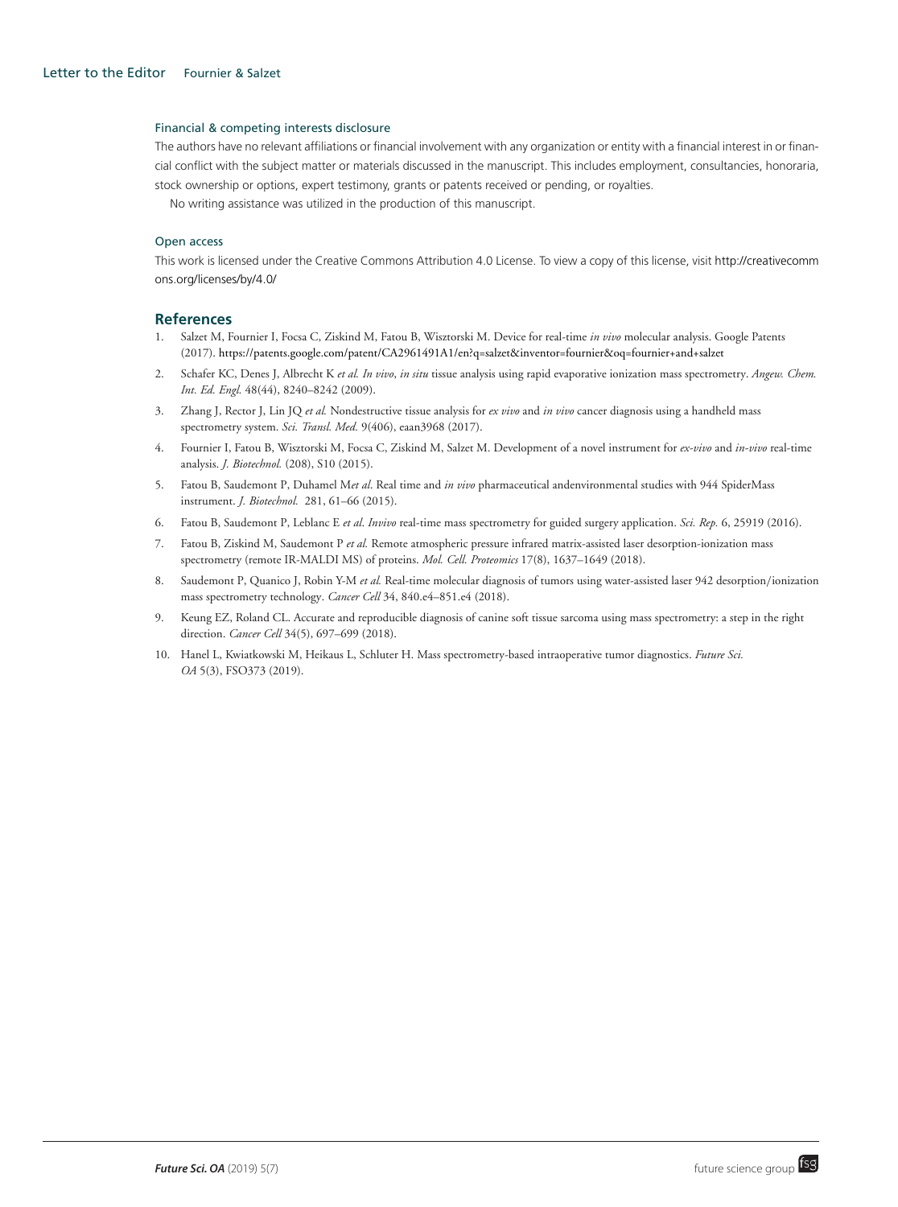#### Financial & competing interests disclosure

The authors have no relevant affiliations or financial involvement with any organization or entity with a financial interest in or financial conflict with the subject matter or materials discussed in the manuscript. This includes employment, consultancies, honoraria, stock ownership or options, expert testimony, grants or patents received or pending, or royalties.

No writing assistance was utilized in the production of this manuscript.

#### Open access

This work is licensed under the Creative Commons Attribution 4.0 License. To view a copy of this license, visit http://creativecommons.org/licenses/by/4.0/

## References

1. Salzet M, Fournier I, Focsa C, Ziskind M, Fatou B, Wisztorski M. Device for real-time *in vivo* molecular analysis. Google Patents (2017). https://patents.google.com/patent/CA2961491A1/en?q=salzet&inventor=fournier&oq=fournier+and+salzet
2. Schafer KC, Denes J, Albrecht K *et al. In vivo*, *in situ* tissue analysis using rapid evaporative ionization mass spectrometry. *Angew. Chem. Int. Ed. Engl.* 48(44), 8240–8242 (2009).
3. Zhang J, Rector J, Lin JQ *et al.* Nondestructive tissue analysis for *ex vivo* and *in vivo* cancer diagnosis using a handheld mass spectrometry system. *Sci. Transl. Med.* 9(406), eaan3968 (2017).
4. Fournier I, Fatou B, Wisztorski M, Focsa C, Ziskind M, Salzet M. Development of a novel instrument for *ex-vivo* and *in-vivo* real-time analysis. *J. Biotechnol.* (208), S10 (2015).
5. Fatou B, Saudemont P, Duhamel M*et al*. Real time and *in vivo* pharmaceutical andenvironmental studies with 944 SpiderMass instrument. *J. Biotechnol.* 281, 61–66 (2015).
6. Fatou B, Saudemont P, Leblanc E *et al*. *Invivo* real-time mass spectrometry for guided surgery application. *Sci. Rep.* 6, 25919 (2016).
7. Fatou B, Ziskind M, Saudemont P *et al.* Remote atmospheric pressure infrared matrix-assisted laser desorption-ionization mass spectrometry (remote IR-MALDI MS) of proteins. *Mol. Cell. Proteomics* 17(8), 1637–1649 (2018).
8. Saudemont P, Quanico J, Robin Y-M *et al.* Real-time molecular diagnosis of tumors using water-assisted laser 942 desorption/ionization mass spectrometry technology. *Cancer Cell* 34, 840.e4–851.e4 (2018).
9. Keung EZ, Roland CL. Accurate and reproducible diagnosis of canine soft tissue sarcoma using mass spectrometry: a step in the right direction. *Cancer Cell* 34(5), 697–699 (2018).
10. Hanel L, Kwiatkowski M, Heikaus L, Schluter H. Mass spectrometry-based intraoperative tumor diagnostics. *Future Sci. OA* 5(3), FSO373 (2019).